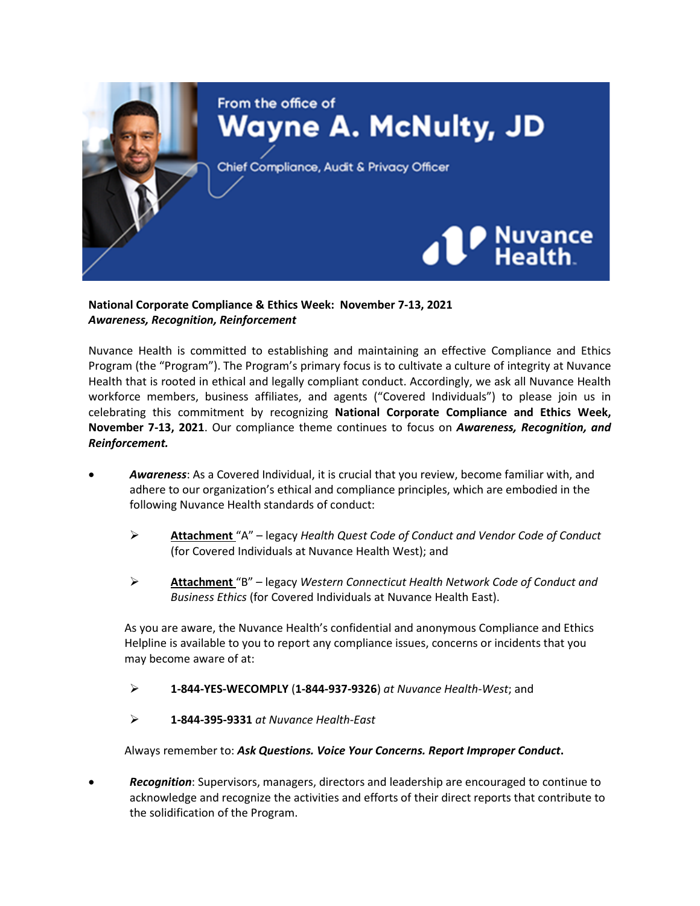From the office of
**Wayne A. McNulty, JD**
Chief Compliance, Audit & Privacy Officer

Nuvance Health

**National Corporate Compliance & Ethics Week: November 7-13, 2021**
***Awareness, Recognition, Reinforcement***

Nuvance Health is committed to establishing and maintaining an effective Compliance and Ethics Program (the "Program"). The Program's primary focus is to cultivate a culture of integrity at Nuvance Health that is rooted in ethical and legally compliant conduct. Accordingly, we ask all Nuvance Health workforce members, business affiliates, and agents ("Covered Individuals") to please join us in celebrating this commitment by recognizing **National Corporate Compliance and Ethics Week, November 7-13, 2021**. Our compliance theme continues to focus on ***Awareness, Recognition, and Reinforcement.***

- ***Awareness***: As a Covered Individual, it is crucial that you review, become familiar with, and adhere to our organization's ethical and compliance principles, which are embodied in the following Nuvance Health standards of conduct:

  - **Attachment** "A" – legacy *Health Quest Code of Conduct and Vendor Code of Conduct* (for Covered Individuals at Nuvance Health West); and

  - **Attachment** "B" – legacy *Western Connecticut Health Network Code of Conduct and Business Ethics* (for Covered Individuals at Nuvance Health East).

  As you are aware, the Nuvance Health's confidential and anonymous Compliance and Ethics Helpline is available to you to report any compliance issues, concerns or incidents that you may become aware of at:

  - **1-844-YES-WECOMPLY** (**1-844-937-9326**) *at Nuvance Health-West*; and

  - **1-844-395-9331** *at Nuvance Health-East*

  Always remember to: ***Ask Questions. Voice Your Concerns. Report Improper Conduct*.**

- ***Recognition***: Supervisors, managers, directors and leadership are encouraged to continue to acknowledge and recognize the activities and efforts of their direct reports that contribute to the solidification of the Program.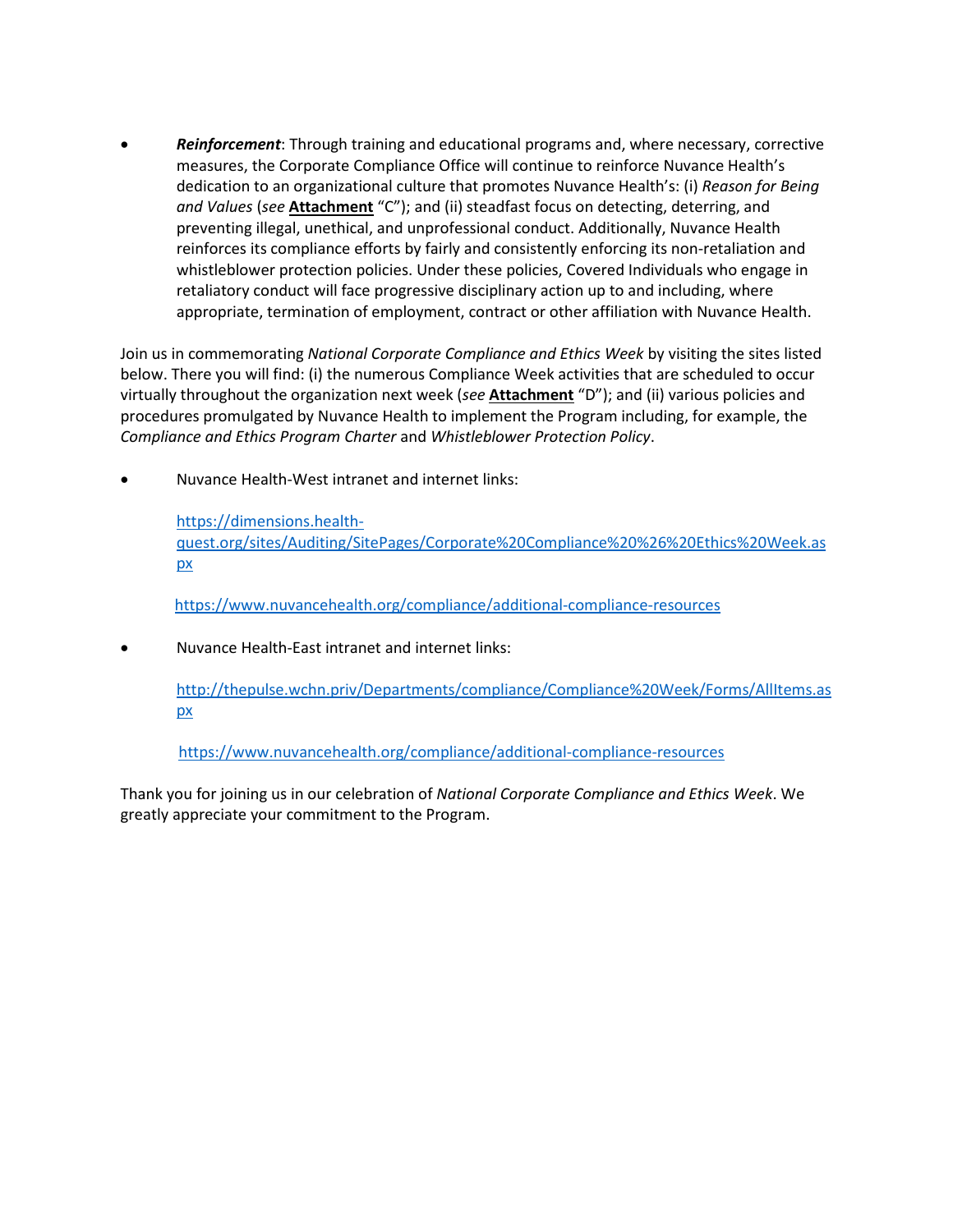- ***Reinforcement***: Through training and educational programs and, where necessary, corrective measures, the Corporate Compliance Office will continue to reinforce Nuvance Health's dedication to an organizational culture that promotes Nuvance Health's: (i) *Reason for Being and Values* (*see* **Attachment** "C"); and (ii) steadfast focus on detecting, deterring, and preventing illegal, unethical, and unprofessional conduct. Additionally, Nuvance Health reinforces its compliance efforts by fairly and consistently enforcing its non-retaliation and whistleblower protection policies. Under these policies, Covered Individuals who engage in retaliatory conduct will face progressive disciplinary action up to and including, where appropriate, termination of employment, contract or other affiliation with Nuvance Health.

Join us in commemorating *National Corporate Compliance and Ethics Week* by visiting the sites listed below. There you will find: (i) the numerous Compliance Week activities that are scheduled to occur virtually throughout the organization next week (*see* **Attachment** "D"); and (ii) various policies and procedures promulgated by Nuvance Health to implement the Program including, for example, the *Compliance and Ethics Program Charter* and *Whistleblower Protection Policy*.

- Nuvance Health-West intranet and internet links:

  https://dimensions.health-quest.org/sites/Auditing/SitePages/Corporate%20Compliance%20%26%20Ethics%20Week.aspx

  https://www.nuvancehealth.org/compliance/additional-compliance-resources

- Nuvance Health-East intranet and internet links:

  http://thepulse.wchn.priv/Departments/compliance/Compliance%20Week/Forms/AllItems.aspx

  https://www.nuvancehealth.org/compliance/additional-compliance-resources

Thank you for joining us in our celebration of *National Corporate Compliance and Ethics Week*. We greatly appreciate your commitment to the Program.